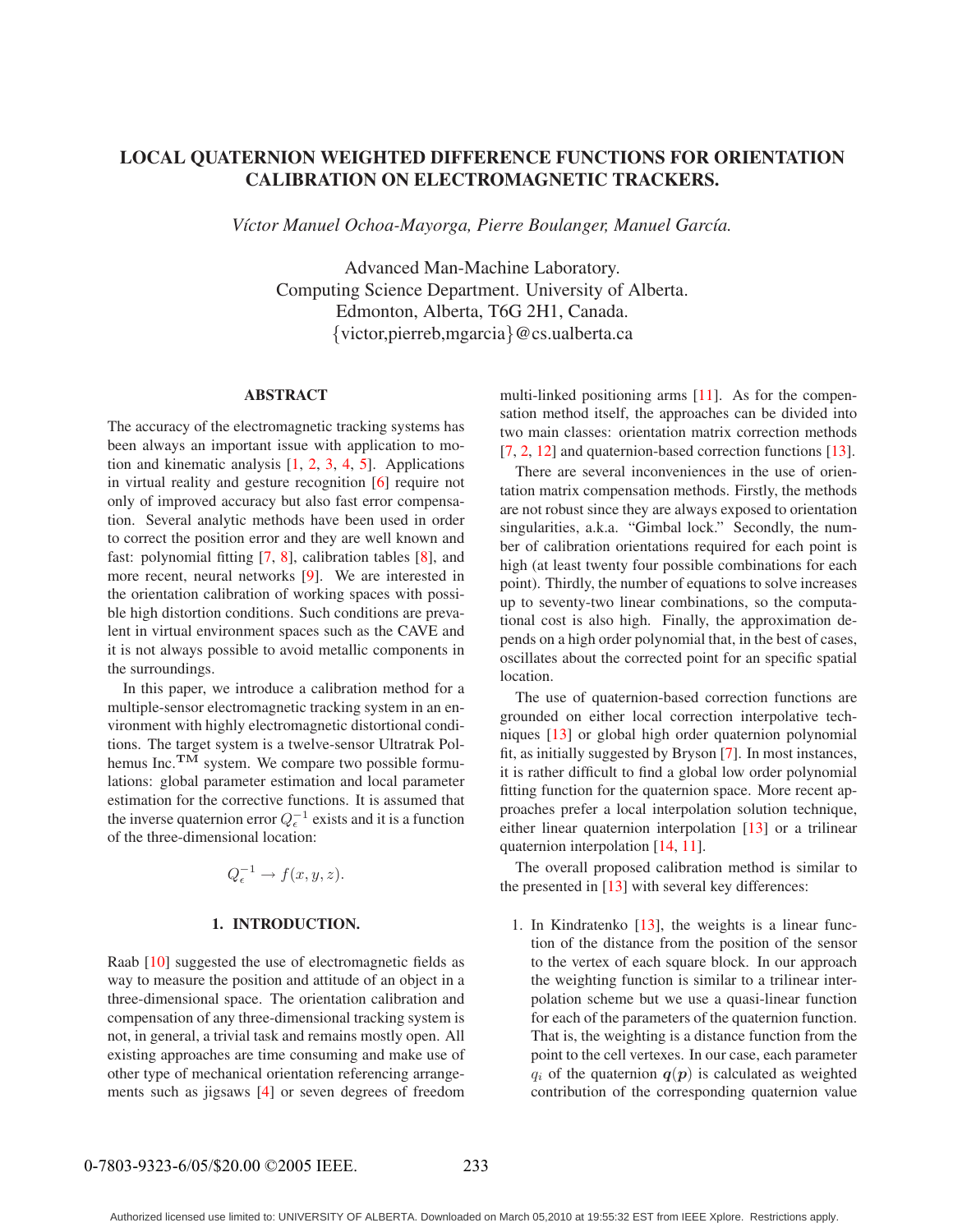# LOCAL QUATERNION WEIGHTED DIFFERENCE FUNCTIONS FOR ORIENTATION CALIBRATION ON ELECTROMAGNETIC TRACKERS.

*Víctor Manuel Ochoa-Mayorga, Pierre Boulanger, Manuel García.*

Advanced Man-Machine Laboratory.
Computing Science Department. University of Alberta.
Edmonton, Alberta, T6G 2H1, Canada.
{victor,pierreb,mgarcia}@cs.ualberta.ca

## ABSTRACT

The accuracy of the electromagnetic tracking systems has been always an important issue with application to motion and kinematic analysis [1, 2, 3, 4, 5]. Applications in virtual reality and gesture recognition [6] require not only of improved accuracy but also fast error compensation. Several analytic methods have been used in order to correct the position error and they are well known and fast: polynomial fitting [7, 8], calibration tables [8], and more recent, neural networks [9]. We are interested in the orientation calibration of working spaces with possible high distortion conditions. Such conditions are prevalent in virtual environment spaces such as the CAVE and it is not always possible to avoid metallic components in the surroundings.

In this paper, we introduce a calibration method for a multiple-sensor electromagnetic tracking system in an environment with highly electromagnetic distortional conditions. The target system is a twelve-sensor Ultratrak Polhemus Inc.™ system. We compare two possible formulations: global parameter estimation and local parameter estimation for the corrective functions. It is assumed that the inverse quaternion error $Q_\epsilon^{-1}$ exists and it is a function of the three-dimensional location:

$$Q_\epsilon^{-1} \rightarrow f(x, y, z).$$

## 1. INTRODUCTION.

Raab [10] suggested the use of electromagnetic fields as way to measure the position and attitude of an object in a three-dimensional space. The orientation calibration and compensation of any three-dimensional tracking system is not, in general, a trivial task and remains mostly open. All existing approaches are time consuming and make use of other type of mechanical orientation referencing arrangements such as jigsaws [4] or seven degrees of freedom multi-linked positioning arms [11]. As for the compensation method itself, the approaches can be divided into two main classes: orientation matrix correction methods [7, 2, 12] and quaternion-based correction functions [13].

There are several inconveniences in the use of orientation matrix compensation methods. Firstly, the methods are not robust since they are always exposed to orientation singularities, a.k.a. "Gimbal lock." Secondly, the number of calibration orientations required for each point is high (at least twenty four possible combinations for each point). Thirdly, the number of equations to solve increases up to seventy-two linear combinations, so the computational cost is also high. Finally, the approximation depends on a high order polynomial that, in the best of cases, oscillates about the corrected point for an specific spatial location.

The use of quaternion-based correction functions are grounded on either local correction interpolative techniques [13] or global high order quaternion polynomial fit, as initially suggested by Bryson [7]. In most instances, it is rather difficult to find a global low order polynomial fitting function for the quaternion space. More recent approaches prefer a local interpolation solution technique, either linear quaternion interpolation [13] or a trilinear quaternion interpolation [14, 11].

The overall proposed calibration method is similar to the presented in [13] with several key differences:

1. In Kindratenko [13], the weights is a linear function of the distance from the position of the sensor to the vertex of each square block. In our approach the weighting function is similar to a trilinear interpolation scheme but we use a quasi-linear function for each of the parameters of the quaternion function. That is, the weighting is a distance function from the point to the cell vertexes. In our case, each parameter $q_i$ of the quaternion $\boldsymbol{q}(\boldsymbol{p})$ is calculated as weighted contribution of the corresponding quaternion value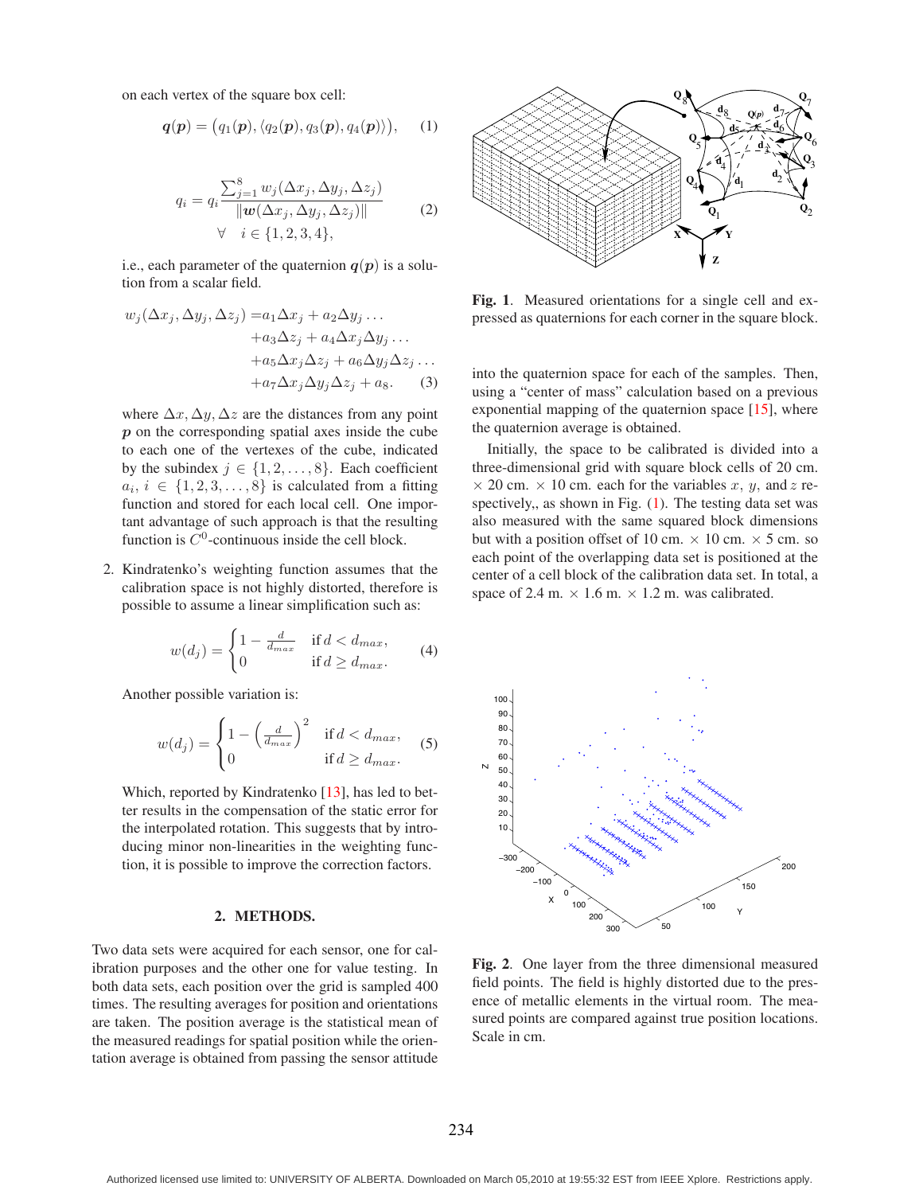on each vertex of the square box cell:

$$\boldsymbol{q}(\boldsymbol{p}) = \big(q_1(\boldsymbol{p}), \langle q_2(\boldsymbol{p}), q_3(\boldsymbol{p}), q_4(\boldsymbol{p})\rangle\big), \quad (1)$$

$$q_i = q_i \frac{\sum_{j=1}^{8} w_j(\Delta x_j, \Delta y_j, \Delta z_j)}{\|\boldsymbol{w}(\Delta x_j, \Delta y_j, \Delta z_j)\|} \quad \forall \quad i \in \{1,2,3,4\}, \quad (2)$$

i.e., each parameter of the quaternion $\boldsymbol{q}(\boldsymbol{p})$ is a solution from a scalar field.

$$\begin{aligned} w_j(\Delta x_j, \Delta y_j, \Delta z_j) = & a_1 \Delta x_j + a_2 \Delta y_j \ldots \\ & + a_3 \Delta z_j + a_4 \Delta x_j \Delta y_j \ldots \\ & + a_5 \Delta x_j \Delta z_j + a_6 \Delta y_j \Delta z_j \ldots \\ & + a_7 \Delta x_j \Delta y_j \Delta z_j + a_8. \end{aligned} \quad (3)$$

where $\Delta x, \Delta y, \Delta z$ are the distances from any point $\boldsymbol{p}$ on the corresponding spatial axes inside the cube to each one of the vertexes of the cube, indicated by the subindex $j \in \{1, 2, \ldots, 8\}$. Each coefficient $a_i$, $i \in \{1, 2, 3, \ldots, 8\}$ is calculated from a fitting function and stored for each local cell. One important advantage of such approach is that the resulting function is $C^0$-continuous inside the cell block.

2. Kindratenko's weighting function assumes that the calibration space is not highly distorted, therefore is possible to assume a linear simplification such as:

$$w(d_j) = \begin{cases} 1 - \frac{d}{d_{max}} & \text{if } d < d_{max}, \\ 0 & \text{if } d \geq d_{max}. \end{cases} \quad (4)$$

Another possible variation is:

$$w(d_j) = \begin{cases} 1 - \left(\frac{d}{d_{max}}\right)^2 & \text{if } d < d_{max}, \\ 0 & \text{if } d \geq d_{max}. \end{cases} \quad (5)$$

Which, reported by Kindratenko [13], has led to better results in the compensation of the static error for the interpolated rotation. This suggests that by introducing minor non-linearities in the weighting function, it is possible to improve the correction factors.

## 2. METHODS.

Two data sets were acquired for each sensor, one for calibration purposes and the other one for value testing. In both data sets, each position over the grid is sampled 400 times. The resulting averages for position and orientations are taken. The position average is the statistical mean of the measured readings for spatial position while the orientation average is obtained from passing the sensor attitude into the quaternion space for each of the samples. Then, using a "center of mass" calculation based on a previous exponential mapping of the quaternion space [15], where the quaternion average is obtained.

Initially, the space to be calibrated is divided into a three-dimensional grid with square block cells of 20 cm. × 20 cm. × 10 cm. each for the variables $x$, $y$, and $z$ respectively,, as shown in Fig. (1). The testing data set was also measured with the same squared block dimensions but with a position offset of 10 cm. × 10 cm. × 5 cm. so each point of the overlapping data set is positioned at the center of a cell block of the calibration data set. In total, a space of 2.4 m. × 1.6 m. × 1.2 m. was calibrated.

**Fig. 1**. Measured orientations for a single cell and expressed as quaternions for each corner in the square block.

**Fig. 2**. One layer from the three dimensional measured field points. The field is highly distorted due to the presence of metallic elements in the virtual room. The measured points are compared against true position locations. Scale in cm.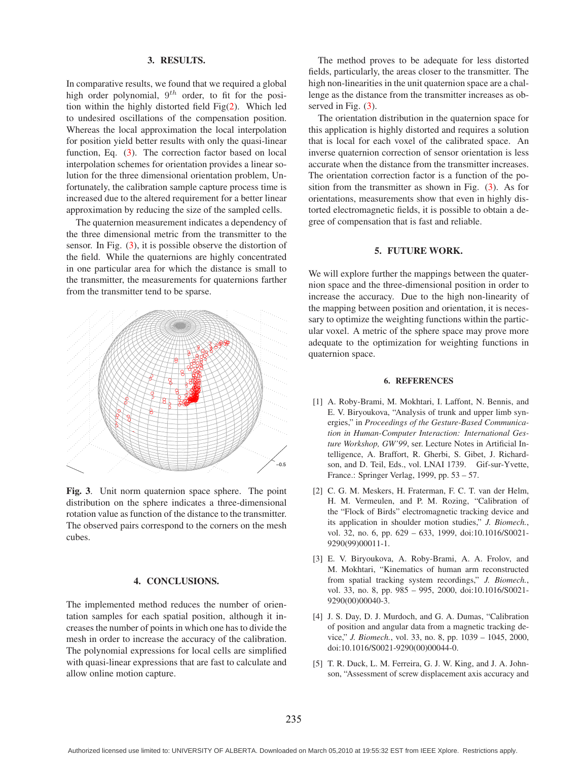## 3. RESULTS.

In comparative results, we found that we required a global high order polynomial, $9^{th}$ order, to fit for the position within the highly distorted field Fig(2). Which led to undesired oscillations of the compensation position. Whereas the local approximation the local interpolation for position yield better results with only the quasi-linear function, Eq. (3). The correction factor based on local interpolation schemes for orientation provides a linear solution for the three dimensional orientation problem, Unfortunately, the calibration sample capture process time is increased due to the altered requirement for a better linear approximation by reducing the size of the sampled cells.

The quaternion measurement indicates a dependency of the three dimensional metric from the transmitter to the sensor. In Fig. (3), it is possible observe the distortion of the field. While the quaternions are highly concentrated in one particular area for which the distance is small to the transmitter, the measurements for quaternions farther from the transmitter tend to be sparse.

**Fig. 3**. Unit norm quaternion space sphere. The point distribution on the sphere indicates a three-dimensional rotation value as function of the distance to the transmitter. The observed pairs correspond to the corners on the mesh cubes.

## 4. CONCLUSIONS.

The implemented method reduces the number of orientation samples for each spatial position, although it increases the number of points in which one has to divide the mesh in order to increase the accuracy of the calibration. The polynomial expressions for local cells are simplified with quasi-linear expressions that are fast to calculate and allow online motion capture.

The method proves to be adequate for less distorted fields, particularly, the areas closer to the transmitter. The high non-linearities in the unit quaternion space are a challenge as the distance from the transmitter increases as observed in Fig. (3).

The orientation distribution in the quaternion space for this application is highly distorted and requires a solution that is local for each voxel of the calibrated space. An inverse quaternion correction of sensor orientation is less accurate when the distance from the transmitter increases. The orientation correction factor is a function of the position from the transmitter as shown in Fig. (3). As for orientations, measurements show that even in highly distorted electromagnetic fields, it is possible to obtain a degree of compensation that is fast and reliable.

## 5. FUTURE WORK.

We will explore further the mappings between the quaternion space and the three-dimensional position in order to increase the accuracy. Due to the high non-linearity of the mapping between position and orientation, it is necessary to optimize the weighting functions within the particular voxel. A metric of the sphere space may prove more adequate to the optimization for weighting functions in quaternion space.

## 6. REFERENCES

[1] A. Roby-Brami, M. Mokhtari, I. Laffont, N. Bennis, and E. V. Biryoukova, "Analysis of trunk and upper limb synergies," in *Proceedings of the Gesture-Based Communication in Human-Computer Interaction: International Gesture Workshop, GW'99*, ser. Lecture Notes in Artificial Intelligence, A. Braffort, R. Gherbi, S. Gibet, J. Richardson, and D. Teil, Eds., vol. LNAI 1739. Gif-sur-Yvette, France.: Springer Verlag, 1999, pp. 53 – 57.

[2] C. G. M. Meskers, H. Fraterman, F. C. T. van der Helm, H. M. Vermeulen, and P. M. Rozing, "Calibration of the "Flock of Birds" electromagnetic tracking device and its application in shoulder motion studies," *J. Biomech.*, vol. 32, no. 6, pp. 629 – 633, 1999, doi:10.1016/S0021-9290(99)00011-1.

[3] E. V. Biryoukova, A. Roby-Brami, A. A. Frolov, and M. Mokhtari, "Kinematics of human arm reconstructed from spatial tracking system recordings," *J. Biomech.*, vol. 33, no. 8, pp. 985 – 995, 2000, doi:10.1016/S0021-9290(00)00040-3.

[4] J. S. Day, D. J. Murdoch, and G. A. Dumas, "Calibration of position and angular data from a magnetic tracking device," *J. Biomech.*, vol. 33, no. 8, pp. 1039 – 1045, 2000, doi:10.1016/S0021-9290(00)00044-0.

[5] T. R. Duck, L. M. Ferreira, G. J. W. King, and J. A. Johnson, "Assessment of screw displacement axis accuracy and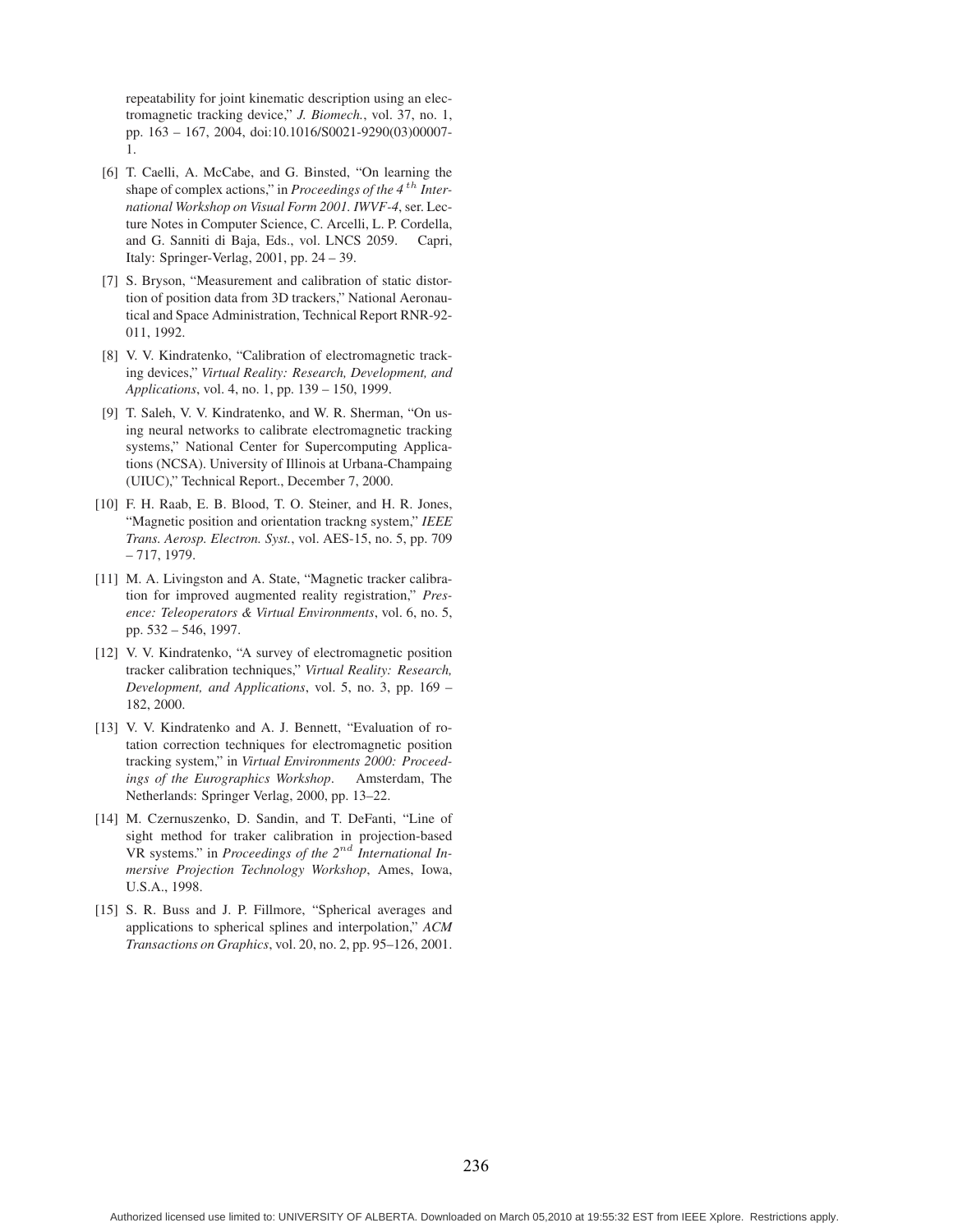repeatability for joint kinematic description using an electromagnetic tracking device," *J. Biomech.*, vol. 37, no. 1, pp. 163 – 167, 2004, doi:10.1016/S0021-9290(03)00007-1.

[6] T. Caelli, A. McCabe, and G. Binsted, "On learning the shape of complex actions," in *Proceedings of the 4$^{th}$ International Workshop on Visual Form 2001. IWVF-4*, ser. Lecture Notes in Computer Science, C. Arcelli, L. P. Cordella, and G. Sanniti di Baja, Eds., vol. LNCS 2059. Capri, Italy: Springer-Verlag, 2001, pp. 24 – 39.

[7] S. Bryson, "Measurement and calibration of static distortion of position data from 3D trackers," National Aeronautical and Space Administration, Technical Report RNR-92-011, 1992.

[8] V. V. Kindratenko, "Calibration of electromagnetic tracking devices," *Virtual Reality: Research, Development, and Applications*, vol. 4, no. 1, pp. 139 – 150, 1999.

[9] T. Saleh, V. V. Kindratenko, and W. R. Sherman, "On using neural networks to calibrate electromagnetic tracking systems," National Center for Supercomputing Applications (NCSA). University of Illinois at Urbana-Champaing (UIUC)," Technical Report., December 7, 2000.

[10] F. H. Raab, E. B. Blood, T. O. Steiner, and H. R. Jones, "Magnetic position and orientation trackng system," *IEEE Trans. Aerosp. Electron. Syst.*, vol. AES-15, no. 5, pp. 709 – 717, 1979.

[11] M. A. Livingston and A. State, "Magnetic tracker calibration for improved augmented reality registration," *Presence: Teleoperators & Virtual Environments*, vol. 6, no. 5, pp. 532 – 546, 1997.

[12] V. V. Kindratenko, "A survey of electromagnetic position tracker calibration techniques," *Virtual Reality: Research, Development, and Applications*, vol. 5, no. 3, pp. 169 – 182, 2000.

[13] V. V. Kindratenko and A. J. Bennett, "Evaluation of rotation correction techniques for electromagnetic position tracking system," in *Virtual Environments 2000: Proceedings of the Eurographics Workshop*. Amsterdam, The Netherlands: Springer Verlag, 2000, pp. 13–22.

[14] M. Czernuszenko, D. Sandin, and T. DeFanti, "Line of sight method for traker calibration in projection-based VR systems." in *Proceedings of the 2$^{nd}$ International Immersive Projection Technology Workshop*, Ames, Iowa, U.S.A., 1998.

[15] S. R. Buss and J. P. Fillmore, "Spherical averages and applications to spherical splines and interpolation," *ACM Transactions on Graphics*, vol. 20, no. 2, pp. 95–126, 2001.